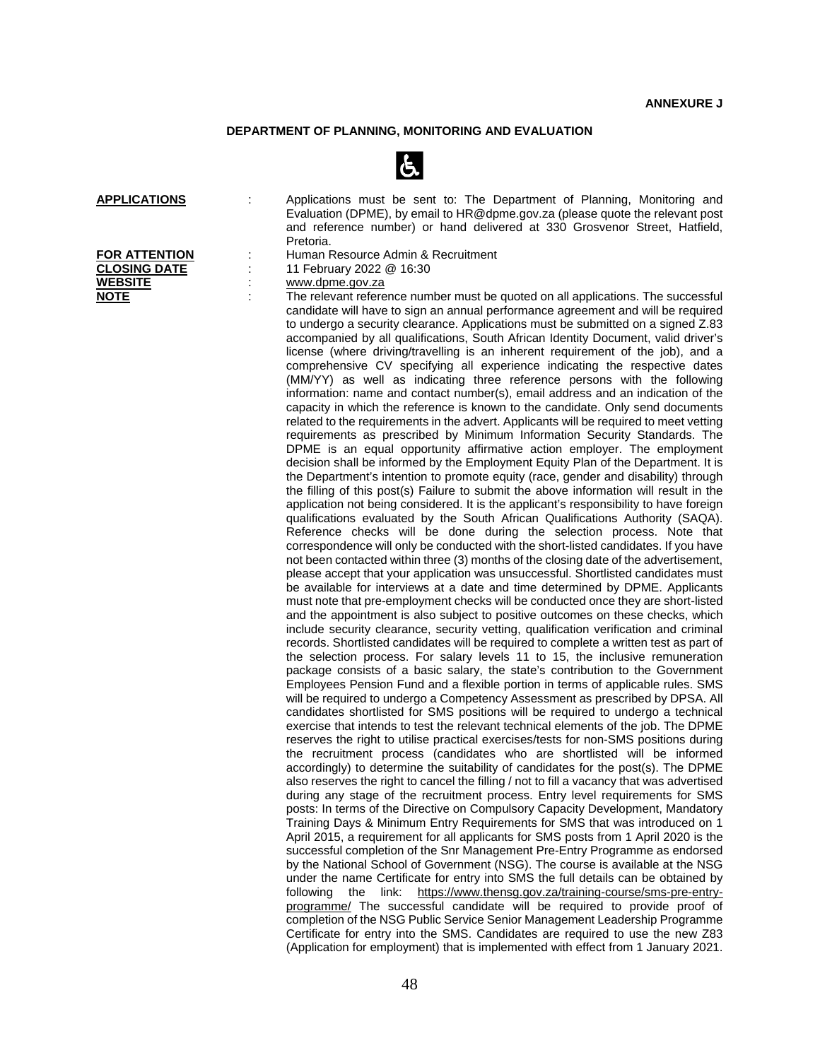**ANNEXURE J**

## DEPARTMENT OF PLANNING, MONITORING AND EVALUATION

**APPLICATIONS** : Applications must be sent to: The Department of Planning, Monitoring and Evaluation (DPME), by email to HR@dpme.gov.za (please quote the relevant post and reference number) or hand delivered at 330 Grosvenor Street, Hatfield, Pretoria.

**FOR ATTENTION** : Human Resource Admin & Recruitment

**CLOSING DATE** : 11 February 2022 @ 16:30

**WEBSITE** : www.dpme.gov.za

**NOTE** : The relevant reference number must be quoted on all applications. The successful candidate will have to sign an annual performance agreement and will be required to undergo a security clearance. Applications must be submitted on a signed Z.83 accompanied by all qualifications, South African Identity Document, valid driver's license (where driving/travelling is an inherent requirement of the job), and a comprehensive CV specifying all experience indicating the respective dates (MM/YY) as well as indicating three reference persons with the following information: name and contact number(s), email address and an indication of the capacity in which the reference is known to the candidate. Only send documents related to the requirements in the advert. Applicants will be required to meet vetting requirements as prescribed by Minimum Information Security Standards. The DPME is an equal opportunity affirmative action employer. The employment decision shall be informed by the Employment Equity Plan of the Department. It is the Department's intention to promote equity (race, gender and disability) through the filling of this post(s) Failure to submit the above information will result in the application not being considered. It is the applicant's responsibility to have foreign qualifications evaluated by the South African Qualifications Authority (SAQA). Reference checks will be done during the selection process. Note that correspondence will only be conducted with the short-listed candidates. If you have not been contacted within three (3) months of the closing date of the advertisement, please accept that your application was unsuccessful. Shortlisted candidates must be available for interviews at a date and time determined by DPME. Applicants must note that pre-employment checks will be conducted once they are short-listed and the appointment is also subject to positive outcomes on these checks, which include security clearance, security vetting, qualification verification and criminal records. Shortlisted candidates will be required to complete a written test as part of the selection process. For salary levels 11 to 15, the inclusive remuneration package consists of a basic salary, the state's contribution to the Government Employees Pension Fund and a flexible portion in terms of applicable rules. SMS will be required to undergo a Competency Assessment as prescribed by DPSA. All candidates shortlisted for SMS positions will be required to undergo a technical exercise that intends to test the relevant technical elements of the job. The DPME reserves the right to utilise practical exercises/tests for non-SMS positions during the recruitment process (candidates who are shortlisted will be informed accordingly) to determine the suitability of candidates for the post(s). The DPME also reserves the right to cancel the filling / not to fill a vacancy that was advertised during any stage of the recruitment process. Entry level requirements for SMS posts: In terms of the Directive on Compulsory Capacity Development, Mandatory Training Days & Minimum Entry Requirements for SMS that was introduced on 1 April 2015, a requirement for all applicants for SMS posts from 1 April 2020 is the successful completion of the Snr Management Pre-Entry Programme as endorsed by the National School of Government (NSG). The course is available at the NSG under the name Certificate for entry into SMS the full details can be obtained by following the link: https://www.thensg.gov.za/training-course/sms-pre-entry-programme/ The successful candidate will be required to provide proof of completion of the NSG Public Service Senior Management Leadership Programme Certificate for entry into the SMS. Candidates are required to use the new Z83 (Application for employment) that is implemented with effect from 1 January 2021.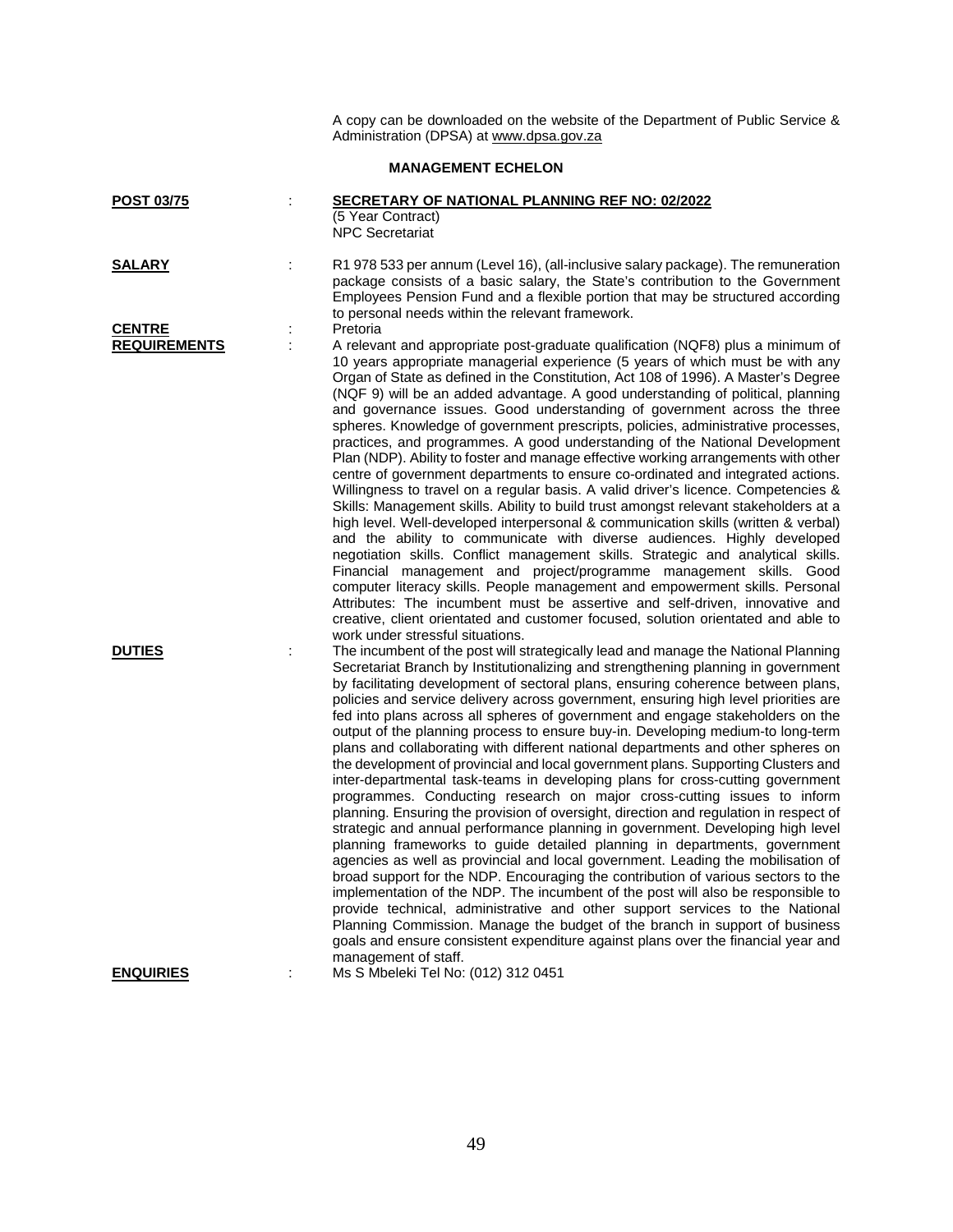A copy can be downloaded on the website of the Department of Public Service & Administration (DPSA) at www.dpsa.gov.za

## MANAGEMENT ECHELON

**POST 03/75** : **SECRETARY OF NATIONAL PLANNING REF NO: 02/2022**
(5 Year Contract)
NPC Secretariat

**SALARY** : R1 978 533 per annum (Level 16), (all-inclusive salary package). The remuneration package consists of a basic salary, the State's contribution to the Government Employees Pension Fund and a flexible portion that may be structured according to personal needs within the relevant framework.

**CENTRE** : Pretoria

**REQUIREMENTS** : A relevant and appropriate post-graduate qualification (NQF8) plus a minimum of 10 years appropriate managerial experience (5 years of which must be with any Organ of State as defined in the Constitution, Act 108 of 1996). A Master's Degree (NQF 9) will be an added advantage. A good understanding of political, planning and governance issues. Good understanding of government across the three spheres. Knowledge of government prescripts, policies, administrative processes, practices, and programmes. A good understanding of the National Development Plan (NDP). Ability to foster and manage effective working arrangements with other centre of government departments to ensure co-ordinated and integrated actions. Willingness to travel on a regular basis. A valid driver's licence. Competencies & Skills: Management skills. Ability to build trust amongst relevant stakeholders at a high level. Well-developed interpersonal & communication skills (written & verbal) and the ability to communicate with diverse audiences. Highly developed negotiation skills. Conflict management skills. Strategic and analytical skills. Financial management and project/programme management skills. Good computer literacy skills. People management and empowerment skills. Personal Attributes: The incumbent must be assertive and self-driven, innovative and creative, client orientated and customer focused, solution orientated and able to work under stressful situations.

**DUTIES** : The incumbent of the post will strategically lead and manage the National Planning Secretariat Branch by Institutionalizing and strengthening planning in government by facilitating development of sectoral plans, ensuring coherence between plans, policies and service delivery across government, ensuring high level priorities are fed into plans across all spheres of government and engage stakeholders on the output of the planning process to ensure buy-in. Developing medium-to long-term plans and collaborating with different national departments and other spheres on the development of provincial and local government plans. Supporting Clusters and inter-departmental task-teams in developing plans for cross-cutting government programmes. Conducting research on major cross-cutting issues to inform planning. Ensuring the provision of oversight, direction and regulation in respect of strategic and annual performance planning in government. Developing high level planning frameworks to guide detailed planning in departments, government agencies as well as provincial and local government. Leading the mobilisation of broad support for the NDP. Encouraging the contribution of various sectors to the implementation of the NDP. The incumbent of the post will also be responsible to provide technical, administrative and other support services to the National Planning Commission. Manage the budget of the branch in support of business goals and ensure consistent expenditure against plans over the financial year and management of staff.

**ENQUIRIES** : Ms S Mbeleki Tel No: (012) 312 0451